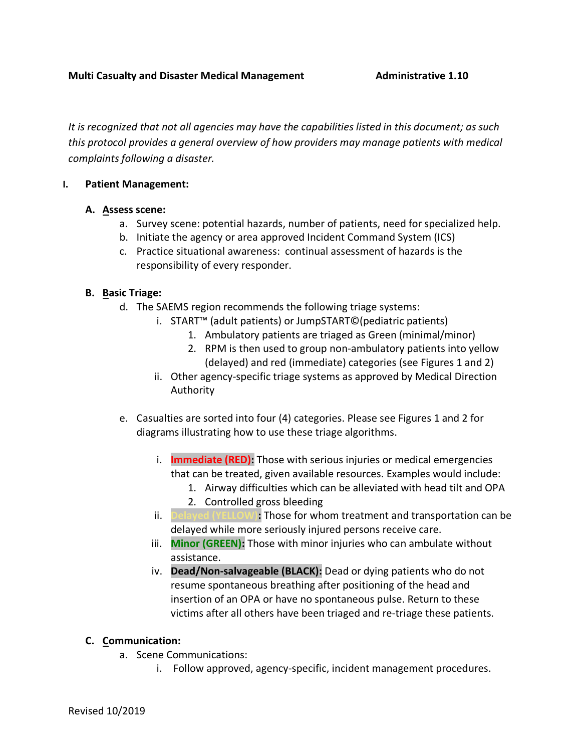**Multi Casualty and Disaster Medical Management** **Administrative 1.10**

*It is recognized that not all agencies may have the capabilities listed in this document; as such this protocol provides a general overview of how providers may manage patients with medical complaints following a disaster.*

## I. Patient Management:

### A. Assess scene:

a. Survey scene: potential hazards, number of patients, need for specialized help.
b. Initiate the agency or area approved Incident Command System (ICS)
c. Practice situational awareness: continual assessment of hazards is the responsibility of every responder.

### B. Basic Triage:

d. The SAEMS region recommends the following triage systems:
   i. START™ (adult patients) or JumpSTART©(pediatric patients)
      1. Ambulatory patients are triaged as Green (minimal/minor)
      2. RPM is then used to group non-ambulatory patients into yellow (delayed) and red (immediate) categories (see Figures 1 and 2)
   ii. Other agency-specific triage systems as approved by Medical Direction Authority

e. Casualties are sorted into four (4) categories. Please see Figures 1 and 2 for diagrams illustrating how to use these triage algorithms.

   i. **Immediate (RED):** Those with serious injuries or medical emergencies that can be treated, given available resources. Examples would include:
      1. Airway difficulties which can be alleviated with head tilt and OPA
      2. Controlled gross bleeding
   ii. **Delayed (YELLOW):** Those for whom treatment and transportation can be delayed while more seriously injured persons receive care.
   iii. **Minor (GREEN):** Those with minor injuries who can ambulate without assistance.
   iv. **Dead/Non-salvageable (BLACK):** Dead or dying patients who do not resume spontaneous breathing after positioning of the head and insertion of an OPA or have no spontaneous pulse. Return to these victims after all others have been triaged and re-triage these patients.

### C. Communication:

a. Scene Communications:
   i. Follow approved, agency-specific, incident management procedures.

Revised 10/2019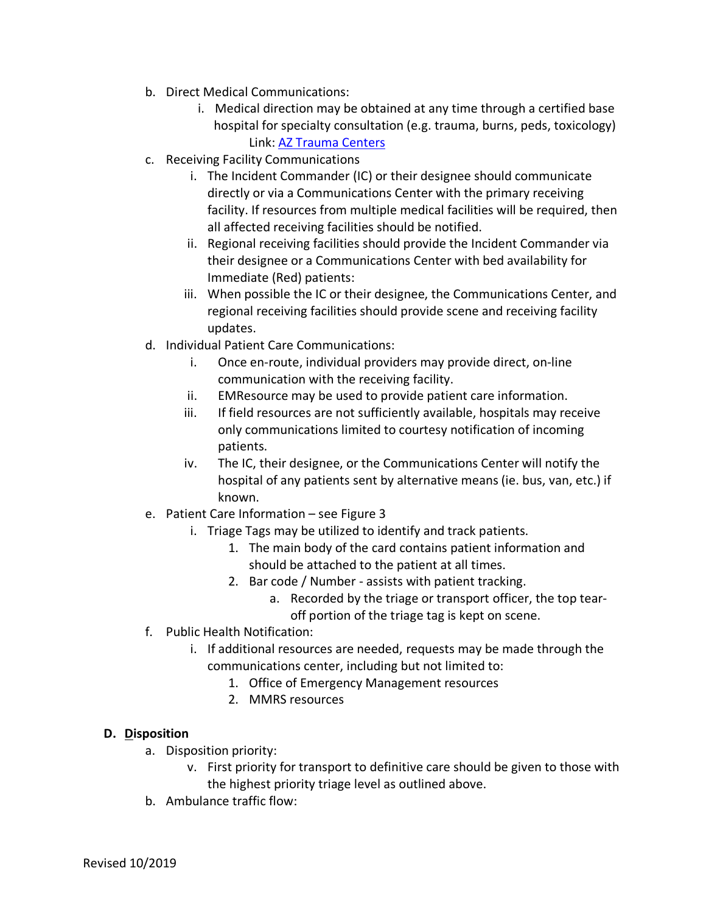b. Direct Medical Communications:
   i. Medical direction may be obtained at any time through a certified base hospital for specialty consultation (e.g. trauma, burns, peds, toxicology) Link: [AZ Trauma Centers]()
c. Receiving Facility Communications
   i. The Incident Commander (IC) or their designee should communicate directly or via a Communications Center with the primary receiving facility. If resources from multiple medical facilities will be required, then all affected receiving facilities should be notified.
   ii. Regional receiving facilities should provide the Incident Commander via their designee or a Communications Center with bed availability for Immediate (Red) patients:
   iii. When possible the IC or their designee, the Communications Center, and regional receiving facilities should provide scene and receiving facility updates.
d. Individual Patient Care Communications:
   i. Once en-route, individual providers may provide direct, on-line communication with the receiving facility.
   ii. EMResource may be used to provide patient care information.
   iii. If field resources are not sufficiently available, hospitals may receive only communications limited to courtesy notification of incoming patients.
   iv. The IC, their designee, or the Communications Center will notify the hospital of any patients sent by alternative means (ie. bus, van, etc.) if known.
e. Patient Care Information – see Figure 3
   i. Triage Tags may be utilized to identify and track patients.
      1. The main body of the card contains patient information and should be attached to the patient at all times.
      2. Bar code / Number - assists with patient tracking.
         a. Recorded by the triage or transport officer, the top tear-off portion of the triage tag is kept on scene.
f. Public Health Notification:
   i. If additional resources are needed, requests may be made through the communications center, including but not limited to:
      1. Office of Emergency Management resources
      2. MMRS resources

**D. <u>D</u>isposition**

a. Disposition priority:
   v. First priority for transport to definitive care should be given to those with the highest priority triage level as outlined above.
b. Ambulance traffic flow: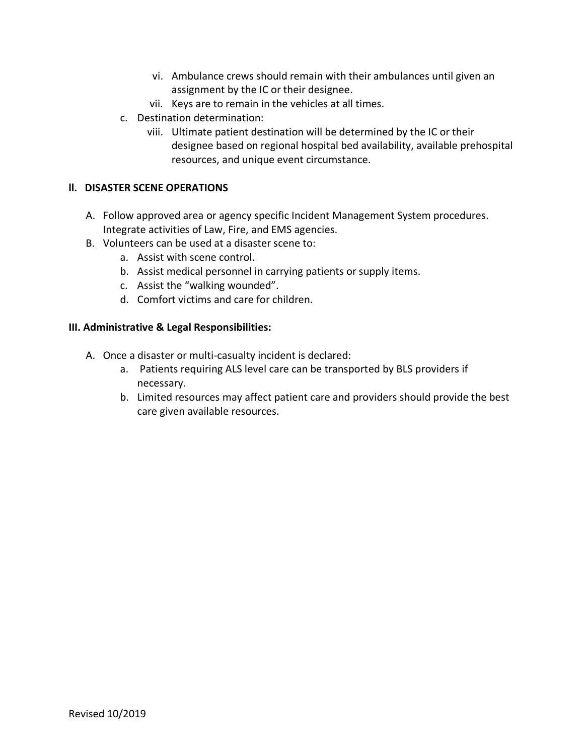vi. Ambulance crews should remain with their ambulances until given an assignment by the IC or their designee.
vii. Keys are to remain in the vehicles at all times.

c. Destination determination:

viii. Ultimate patient destination will be determined by the IC or their designee based on regional hospital bed availability, available prehospital resources, and unique event circumstance.

## II. DISASTER SCENE OPERATIONS

A. Follow approved area or agency specific Incident Management System procedures. Integrate activities of Law, Fire, and EMS agencies.

B. Volunteers can be used at a disaster scene to:

a. Assist with scene control.
b. Assist medical personnel in carrying patients or supply items.
c. Assist the "walking wounded".
d. Comfort victims and care for children.

## III. Administrative & Legal Responsibilities:

A. Once a disaster or multi-casualty incident is declared:

a. Patients requiring ALS level care can be transported by BLS providers if necessary.
b. Limited resources may affect patient care and providers should provide the best care given available resources.

Revised 10/2019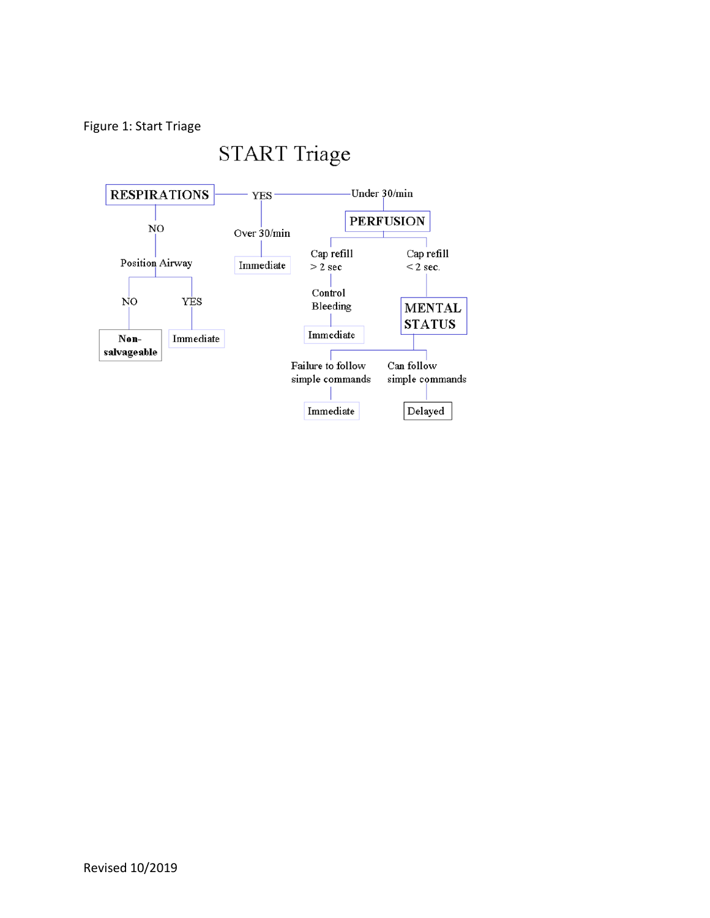Figure 1: Start Triage

## START Triage

- **RESPIRATIONS**
  - NO
    - Position Airway
      - NO → **Non-salvageable**
      - YES → Immediate
  - YES
    - Over 30/min → Immediate
    - Under 30/min
      - **PERFUSION**
        - Cap refill > 2 sec
          - Control Bleeding → Immediate
        - Cap refill < 2 sec.
          - **MENTAL STATUS**
            - Failure to follow simple commands → Immediate
            - Can follow simple commands → Delayed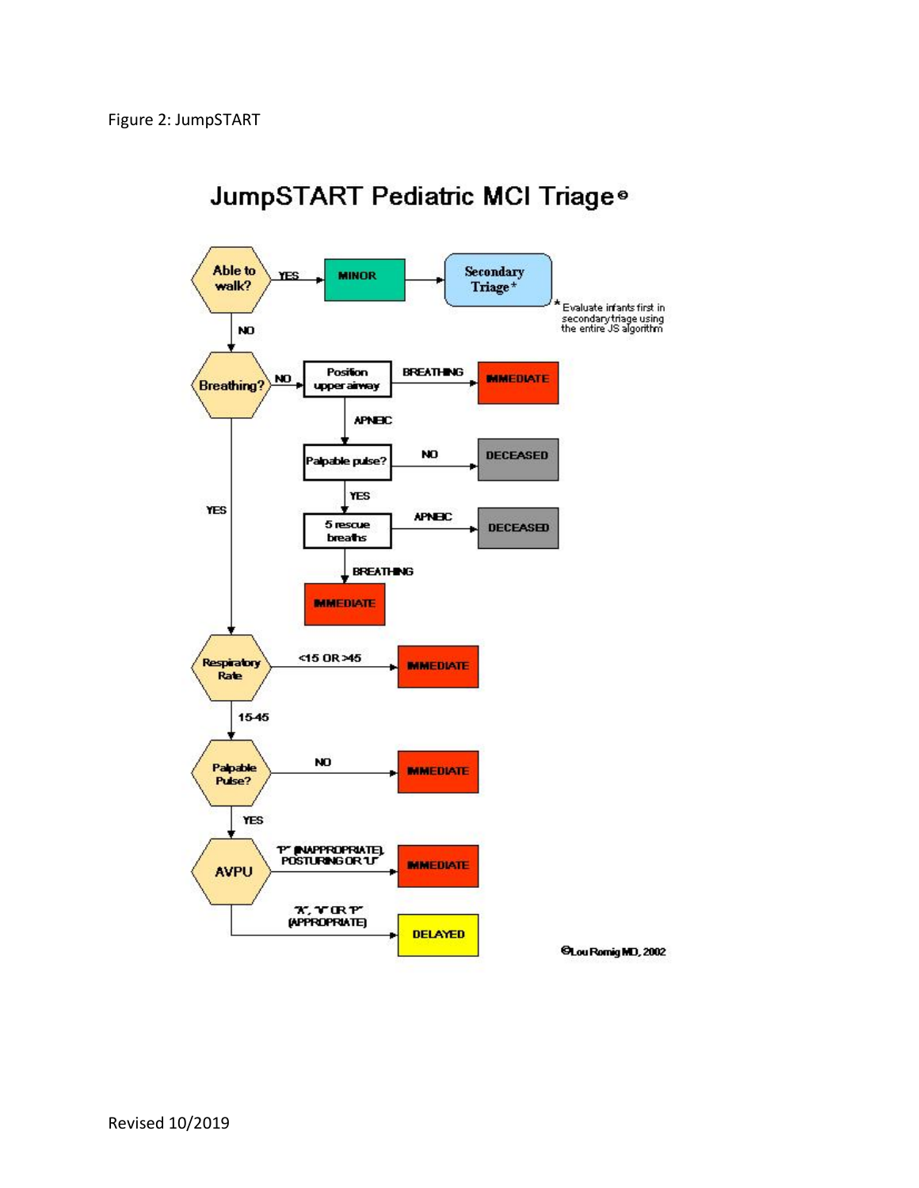Figure 2: JumpSTART

# JumpSTART Pediatric MCI Triage©

- **Able to walk?**
  - YES → MINOR → Secondary Triage*
  - NO → **Breathing?**
- **Breathing?**
  - NO → Position upper airway
    - BREATHING → IMMEDIATE
    - APNEIC → Palpable pulse?
      - NO → DECEASED
      - YES → 5 rescue breaths
        - APNEIC → DECEASED
        - BREATHING → IMMEDIATE
  - YES → **Respiratory Rate**
- **Respiratory Rate**
  - <15 OR >45 → IMMEDIATE
  - 15-45 → **Palpable Pulse?**
- **Palpable Pulse?**
  - NO → IMMEDIATE
  - YES → **AVPU**
- **AVPU**
  - "P" (INAPPROPRIATE), POSTURING OR "U" → IMMEDIATE
  - "A", "V" OR "P" (APPROPRIATE) → DELAYED

\* Evaluate infants first in secondary triage using the entire JS algorithm

©Lou Romig MD, 2002

Revised 10/2019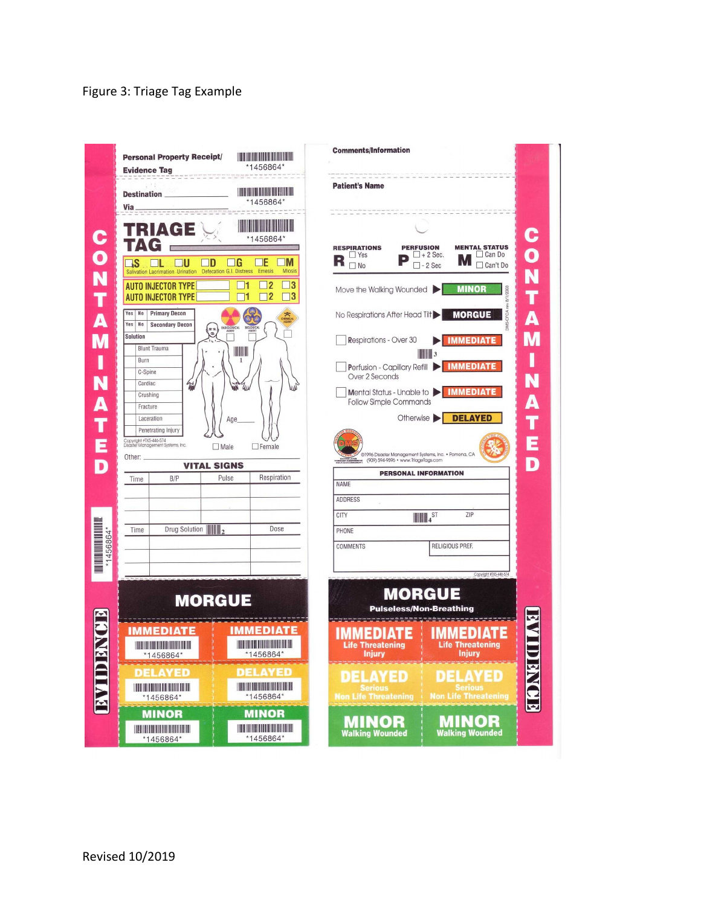Figure 3: Triage Tag Example

CONTAMINATED

Personal Property Receipt/ Evidence Tag *1456864*

Destination ______________ *1456864*

Via ______________

TRIAGE TAG *1456864*

S Salivation | L Lacrimation | U Urination | D Defecation | G G.I. Distress | E Emesis | M Miosis

AUTO INJECTOR TYPE 1 2 3

AUTO INJECTOR TYPE 1 2 3

| | | |
|---|---|---|
| Yes | No | Primary Decon |
| Yes | No | Secondary Decon |
| Solution | | |

RADIOLOGICAL AGENT | BIOLOGICAL AGENT | CHEMICAL AGENT

- Blunt Trauma
- Burn
- C-Spine
- Cardiac
- Crushing
- Fracture
- Laceration
- Penetrating Injury

Age____

Male | Female

Copyright #TX5-446-574 Disaster Management Systems, Inc.

Other: ______________

VITAL SIGNS

| Time | B/P | Pulse | Respiration |
|---|---|---|---|
| | | | |
| | | | |
| | | | |

| Time | Drug Solution | Dose |
|---|---|---|
| | | |
| | | |
| | | |

*1456864*

EVIDENCE

MORGUE

IMMEDIATE *1456864* | IMMEDIATE *1456864*

DELAYED *1456864* | DELAYED *1456864*

MINOR *1456864* | MINOR *1456864*

Comments/Information

Patient's Name

RESPIRATIONS R Yes / No

PERFUSION P + 2 Sec. / - 2 Sec

MENTAL STATUS M Can Do / Can't Do

Move the Walking Wounded ▶ MINOR

No Respirations After Head Tilt ▶ MORGUE

Respirations - Over 30 ▶ IMMEDIATE

Perfusion - Capillary Refill Over 2 Seconds ▶ IMMEDIATE

Mental Status - Unable to Follow Simple Commands ▶ IMMEDIATE

Otherwise ▶ DELAYED

©1996 Disaster Management Systems, Inc. • Pomona, CA (909) 594-9596 • www.TriageTags.com

PERSONAL INFORMATION

| | | |
|---|---|---|
| NAME | | |
| ADDRESS | | |
| CITY | ST | ZIP |
| PHONE | | |
| COMMENTS | RELIGIOUS PREF. | |

Copyright #TX5-446-574

MORGUE Pulseless/Non-Breathing

IMMEDIATE Life Threatening Injury | IMMEDIATE Life Threatening Injury

DELAYED Serious Non Life Threatening | DELAYED Serious Non Life Threatening

MINOR Walking Wounded | MINOR Walking Wounded

CONTAMINATED

EVIDENCE

Revised 10/2019